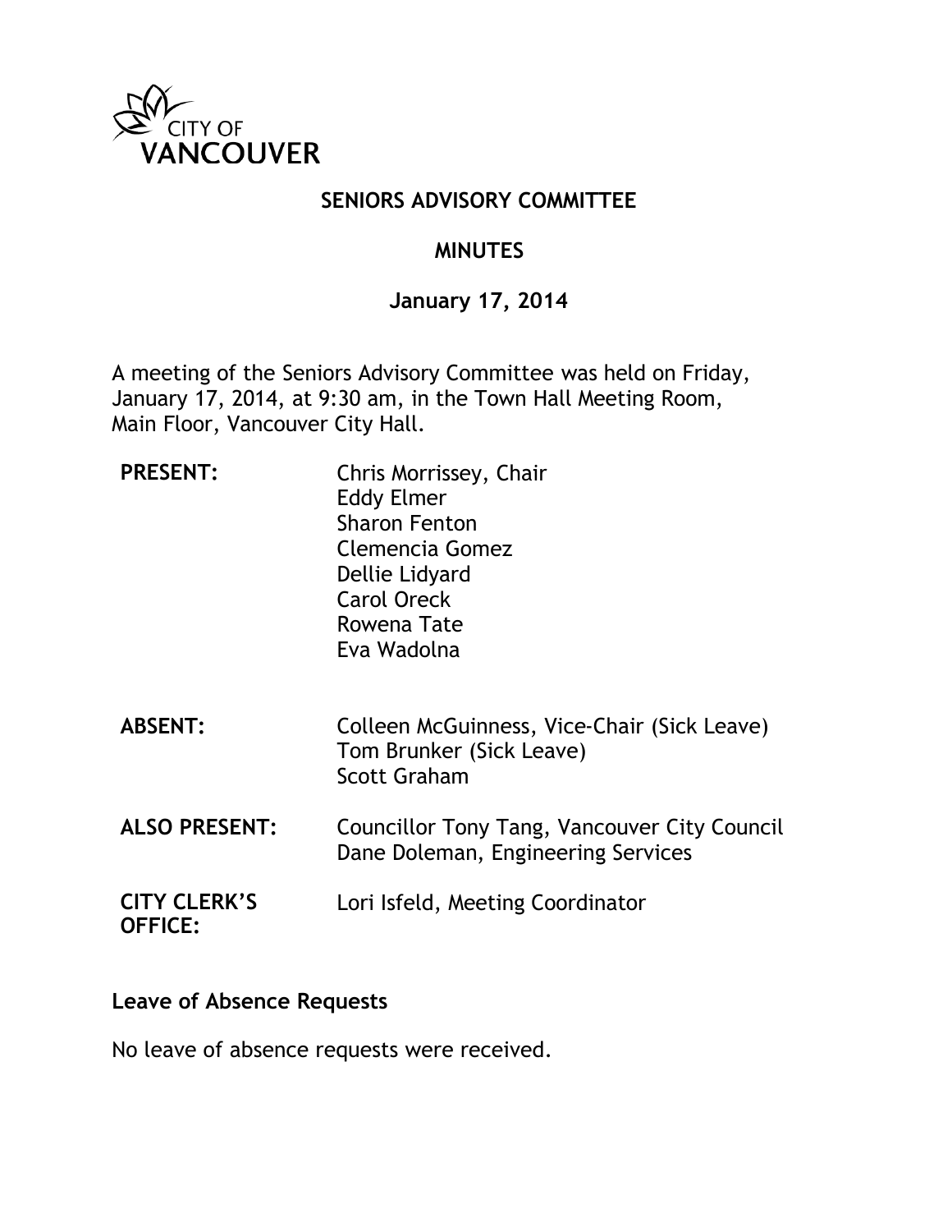CITY OF VANCOUVER

# SENIORS ADVISORY COMMITTEE

## MINUTES

### January 17, 2014

A meeting of the Seniors Advisory Committee was held on Friday, January 17, 2014, at 9:30 am, in the Town Hall Meeting Room, Main Floor, Vancouver City Hall.

| | |
|---|---|
| **PRESENT:** | Chris Morrissey, Chair<br>Eddy Elmer<br>Sharon Fenton<br>Clemencia Gomez<br>Dellie Lidyard<br>Carol Oreck<br>Rowena Tate<br>Eva Wadolna |
| **ABSENT:** | Colleen McGuinness, Vice-Chair (Sick Leave)<br>Tom Brunker (Sick Leave)<br>Scott Graham |
| **ALSO PRESENT:** | Councillor Tony Tang, Vancouver City Council<br>Dane Doleman, Engineering Services |
| **CITY CLERK'S OFFICE:** | Lori Isfeld, Meeting Coordinator |

### Leave of Absence Requests

No leave of absence requests were received.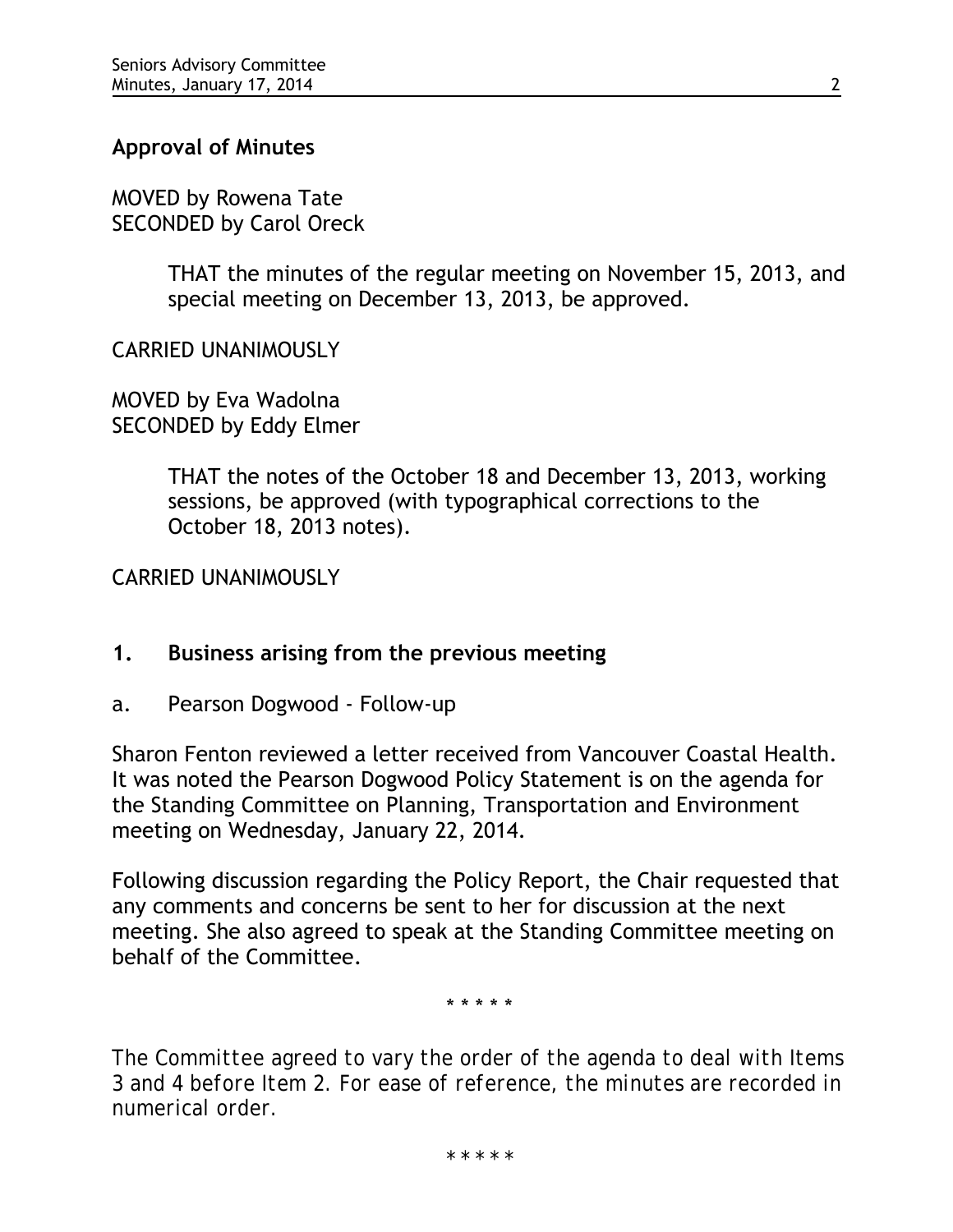## Approval of Minutes

MOVED by Rowena Tate
SECONDED by Carol Oreck

> THAT the minutes of the regular meeting on November 15, 2013, and special meeting on December 13, 2013, be approved.

CARRIED UNANIMOUSLY

MOVED by Eva Wadolna
SECONDED by Eddy Elmer

> THAT the notes of the October 18 and December 13, 2013, working sessions, be approved (with typographical corrections to the October 18, 2013 notes).

CARRIED UNANIMOUSLY

## 1. Business arising from the previous meeting

a. Pearson Dogwood - Follow-up

Sharon Fenton reviewed a letter received from Vancouver Coastal Health. It was noted the Pearson Dogwood Policy Statement is on the agenda for the Standing Committee on Planning, Transportation and Environment meeting on Wednesday, January 22, 2014.

Following discussion regarding the Policy Report, the Chair requested that any comments and concerns be sent to her for discussion at the next meeting. She also agreed to speak at the Standing Committee meeting on behalf of the Committee.

* * * * *

*The Committee agreed to vary the order of the agenda to deal with Items 3 and 4 before Item 2. For ease of reference, the minutes are recorded in numerical order.*

* * * * *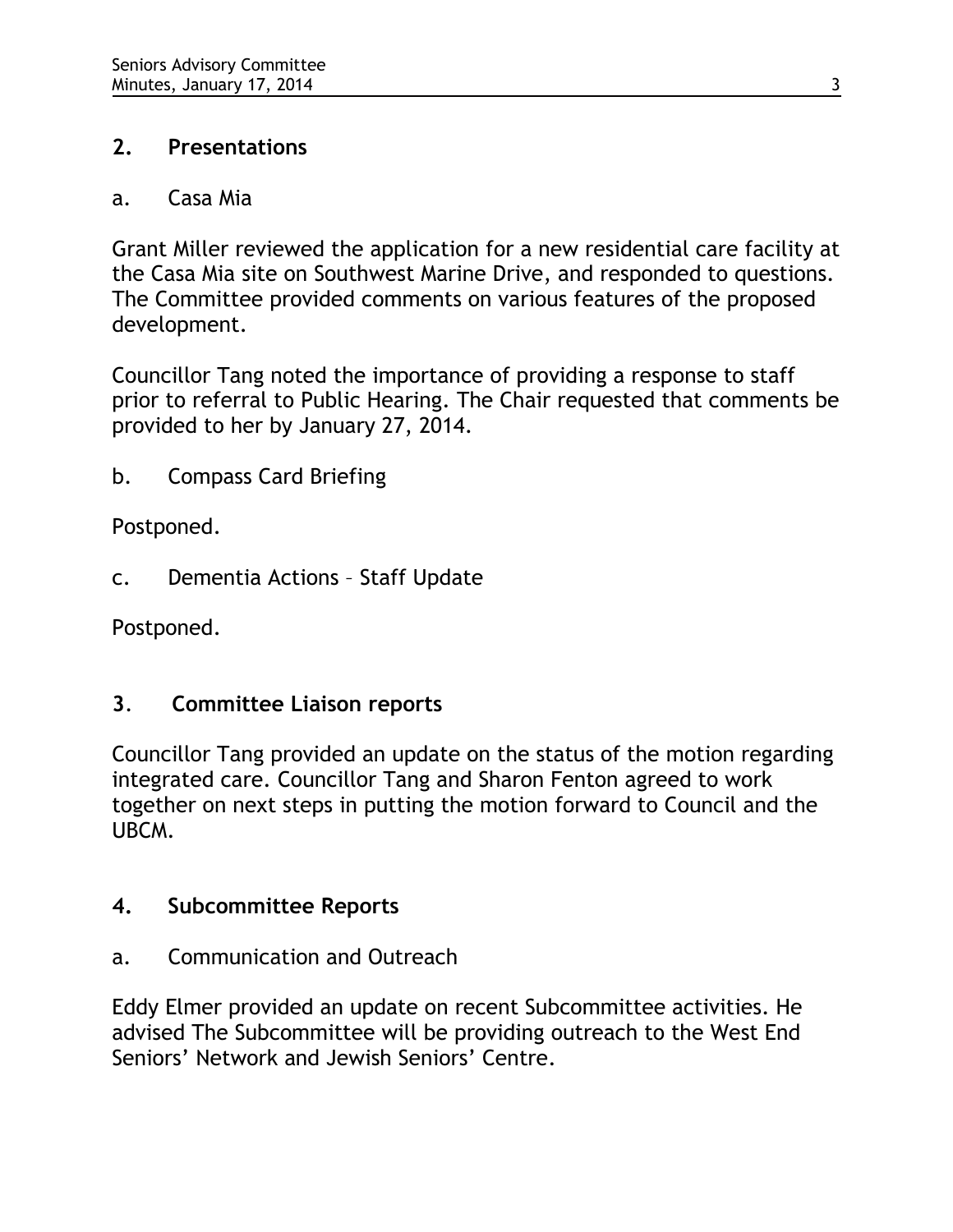## 2. Presentations

a. Casa Mia

Grant Miller reviewed the application for a new residential care facility at the Casa Mia site on Southwest Marine Drive, and responded to questions. The Committee provided comments on various features of the proposed development.

Councillor Tang noted the importance of providing a response to staff prior to referral to Public Hearing. The Chair requested that comments be provided to her by January 27, 2014.

b. Compass Card Briefing

Postponed.

c. Dementia Actions – Staff Update

Postponed.

## 3. Committee Liaison reports

Councillor Tang provided an update on the status of the motion regarding integrated care. Councillor Tang and Sharon Fenton agreed to work together on next steps in putting the motion forward to Council and the UBCM.

## 4. Subcommittee Reports

a. Communication and Outreach

Eddy Elmer provided an update on recent Subcommittee activities. He advised The Subcommittee will be providing outreach to the West End Seniors' Network and Jewish Seniors' Centre.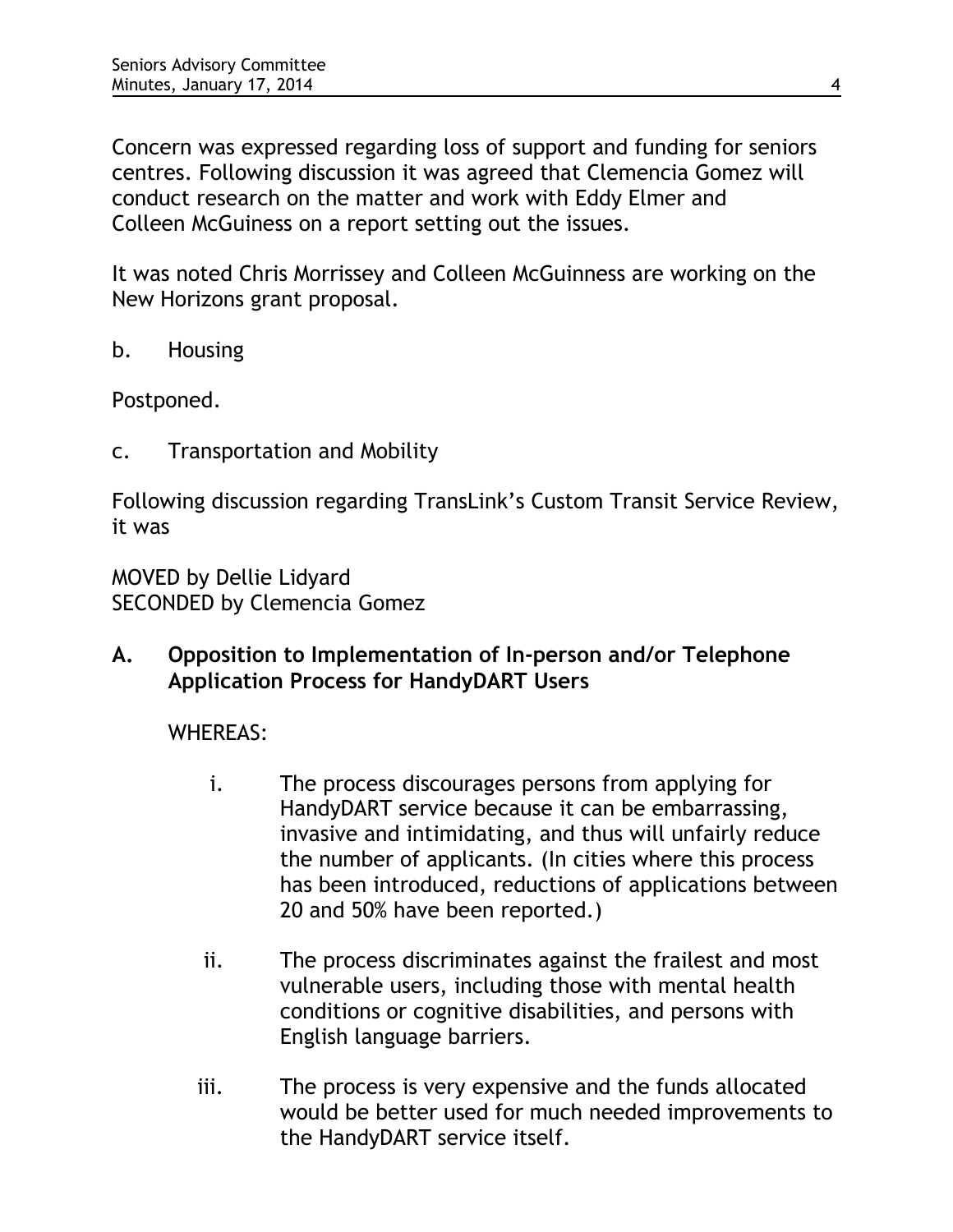Concern was expressed regarding loss of support and funding for seniors centres. Following discussion it was agreed that Clemencia Gomez will conduct research on the matter and work with Eddy Elmer and Colleen McGuiness on a report setting out the issues.

It was noted Chris Morrissey and Colleen McGuinness are working on the New Horizons grant proposal.

b. Housing

Postponed.

c. Transportation and Mobility

Following discussion regarding TransLink's Custom Transit Service Review, it was

MOVED by Dellie Lidyard
SECONDED by Clemencia Gomez

**A. Opposition to Implementation of In-person and/or Telephone Application Process for HandyDART Users**

WHEREAS:

i. The process discourages persons from applying for HandyDART service because it can be embarrassing, invasive and intimidating, and thus will unfairly reduce the number of applicants. (In cities where this process has been introduced, reductions of applications between 20 and 50% have been reported.)

ii. The process discriminates against the frailest and most vulnerable users, including those with mental health conditions or cognitive disabilities, and persons with English language barriers.

iii. The process is very expensive and the funds allocated would be better used for much needed improvements to the HandyDART service itself.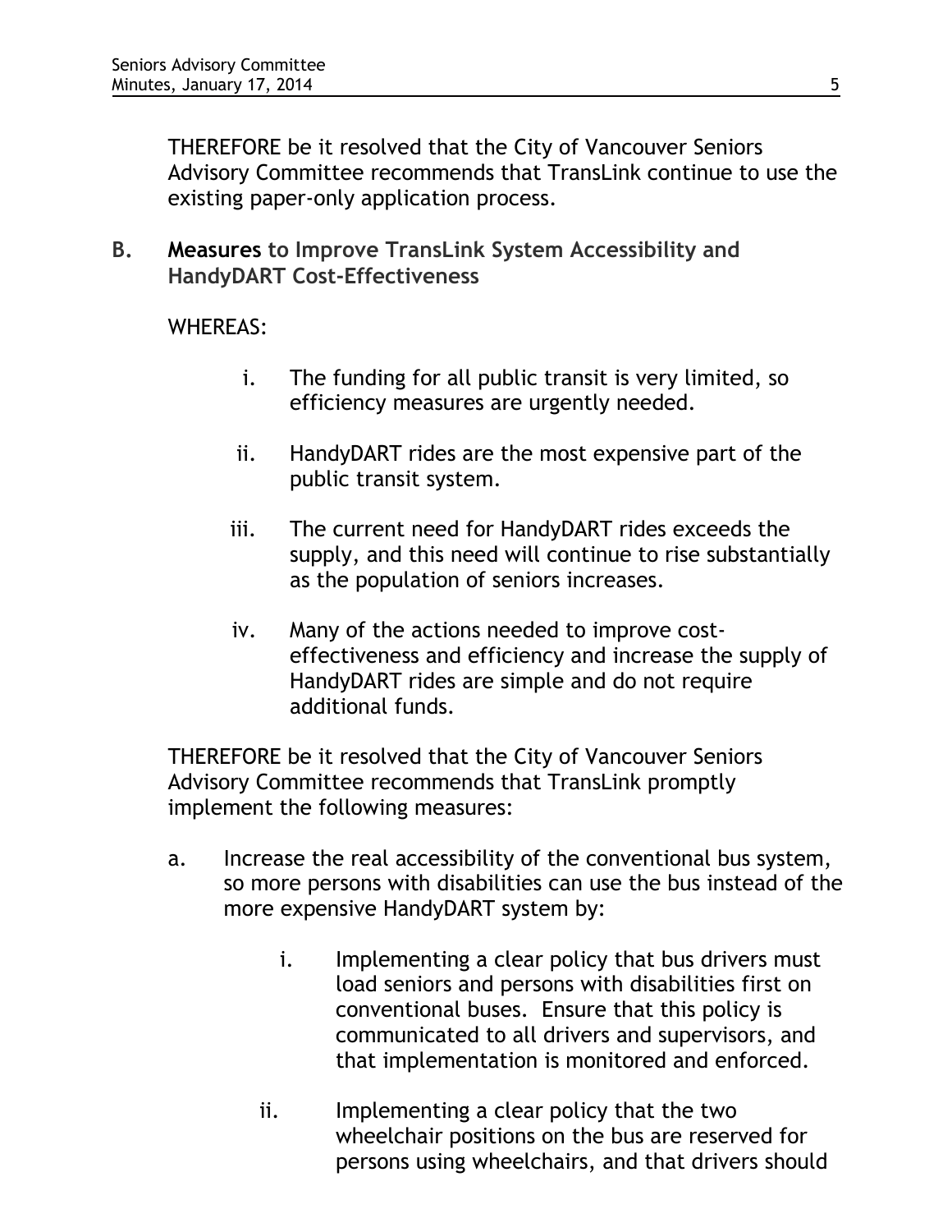THEREFORE be it resolved that the City of Vancouver Seniors Advisory Committee recommends that TransLink continue to use the existing paper-only application process.

**B. Measures to Improve TransLink System Accessibility and HandyDART Cost-Effectiveness**

WHEREAS:

i. The funding for all public transit is very limited, so efficiency measures are urgently needed.

ii. HandyDART rides are the most expensive part of the public transit system.

iii. The current need for HandyDART rides exceeds the supply, and this need will continue to rise substantially as the population of seniors increases.

iv. Many of the actions needed to improve cost-effectiveness and efficiency and increase the supply of HandyDART rides are simple and do not require additional funds.

THEREFORE be it resolved that the City of Vancouver Seniors Advisory Committee recommends that TransLink promptly implement the following measures:

a. Increase the real accessibility of the conventional bus system, so more persons with disabilities can use the bus instead of the more expensive HandyDART system by:

   i. Implementing a clear policy that bus drivers must load seniors and persons with disabilities first on conventional buses. Ensure that this policy is communicated to all drivers and supervisors, and that implementation is monitored and enforced.

   ii. Implementing a clear policy that the two wheelchair positions on the bus are reserved for persons using wheelchairs, and that drivers should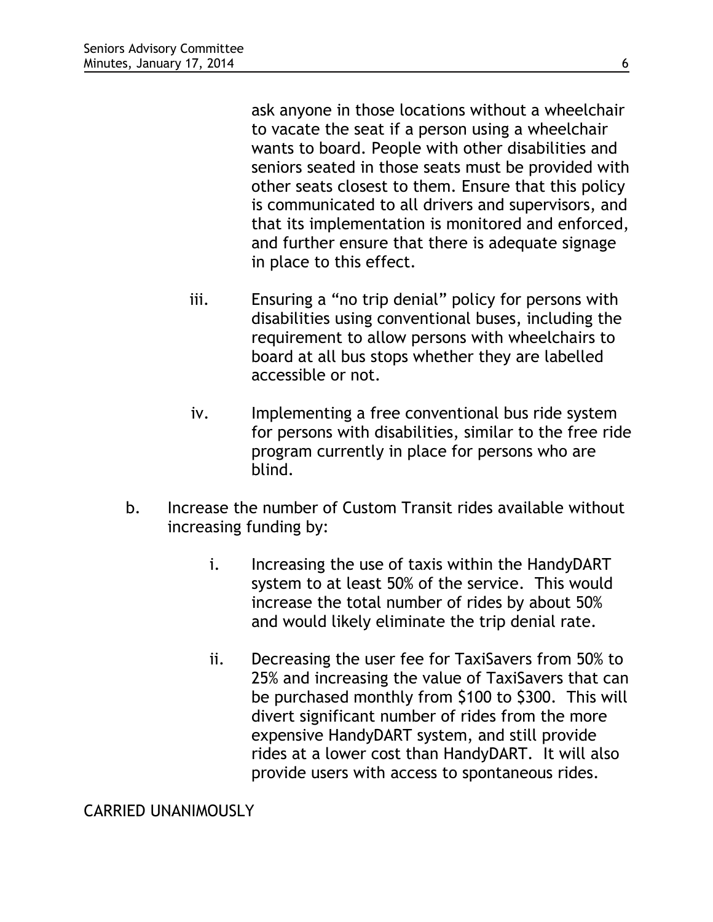ask anyone in those locations without a wheelchair to vacate the seat if a person using a wheelchair wants to board. People with other disabilities and seniors seated in those seats must be provided with other seats closest to them. Ensure that this policy is communicated to all drivers and supervisors, and that its implementation is monitored and enforced, and further ensure that there is adequate signage in place to this effect.

iii. Ensuring a "no trip denial" policy for persons with disabilities using conventional buses, including the requirement to allow persons with wheelchairs to board at all bus stops whether they are labelled accessible or not.

iv. Implementing a free conventional bus ride system for persons with disabilities, similar to the free ride program currently in place for persons who are blind.

b. Increase the number of Custom Transit rides available without increasing funding by:

i. Increasing the use of taxis within the HandyDART system to at least 50% of the service. This would increase the total number of rides by about 50% and would likely eliminate the trip denial rate.

ii. Decreasing the user fee for TaxiSavers from 50% to 25% and increasing the value of TaxiSavers that can be purchased monthly from $100 to $300. This will divert significant number of rides from the more expensive HandyDART system, and still provide rides at a lower cost than HandyDART. It will also provide users with access to spontaneous rides.

CARRIED UNANIMOUSLY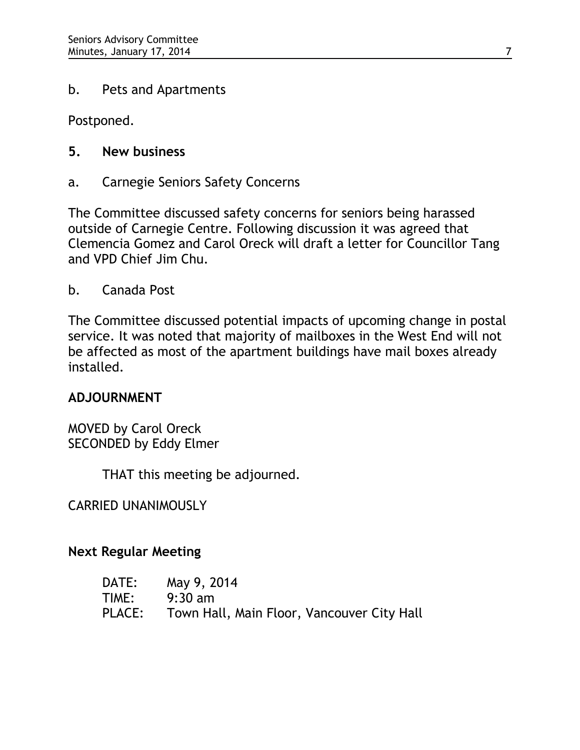b. Pets and Apartments

Postponed.

**5. New business**

a. Carnegie Seniors Safety Concerns

The Committee discussed safety concerns for seniors being harassed outside of Carnegie Centre. Following discussion it was agreed that Clemencia Gomez and Carol Oreck will draft a letter for Councillor Tang and VPD Chief Jim Chu.

b. Canada Post

The Committee discussed potential impacts of upcoming change in postal service. It was noted that majority of mailboxes in the West End will not be affected as most of the apartment buildings have mail boxes already installed.

**ADJOURNMENT**

MOVED by Carol Oreck
SECONDED by Eddy Elmer

THAT this meeting be adjourned.

CARRIED UNANIMOUSLY

**Next Regular Meeting**

DATE: May 9, 2014
TIME: 9:30 am
PLACE: Town Hall, Main Floor, Vancouver City Hall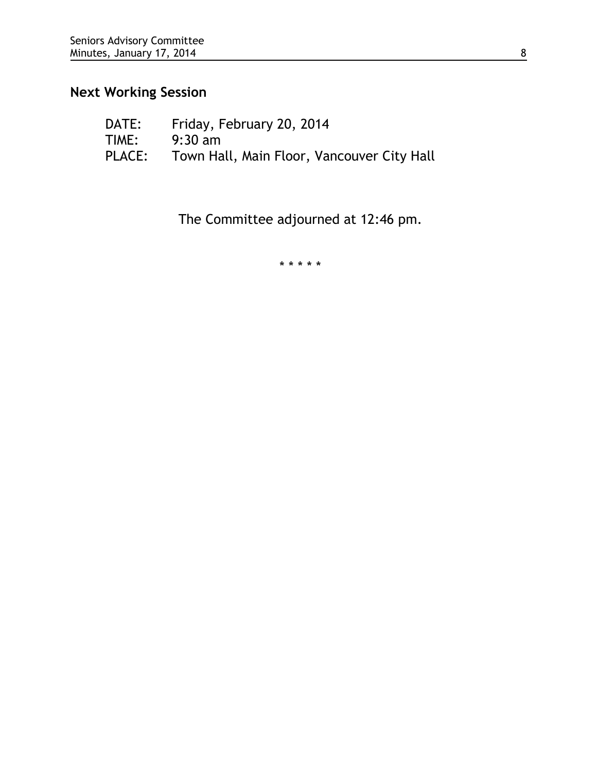## Next Working Session

DATE: Friday, February 20, 2014
TIME: 9:30 am
PLACE: Town Hall, Main Floor, Vancouver City Hall

The Committee adjourned at 12:46 pm.

* * * * *